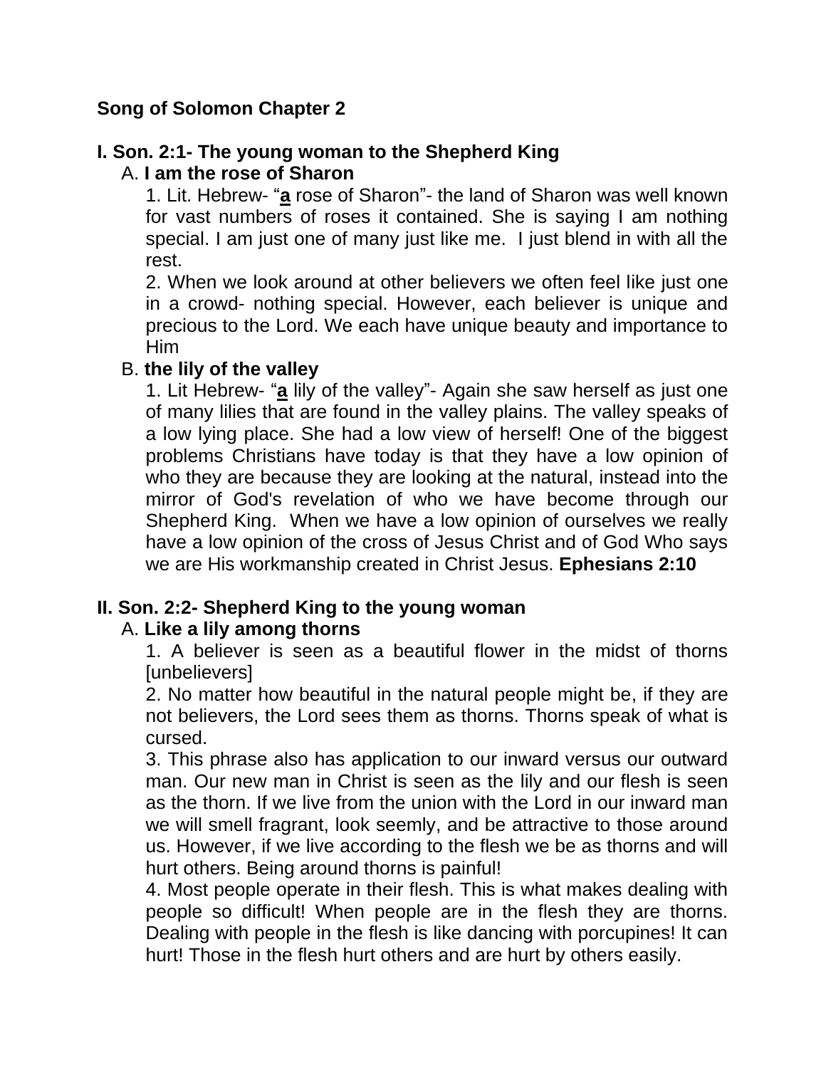# Song of Solomon Chapter 2

## I. Son. 2:1- The young woman to the Shepherd King

A. **I am the rose of Sharon**

1. Lit. Hebrew- "**a** rose of Sharon"- the land of Sharon was well known for vast numbers of roses it contained. She is saying I am nothing special. I am just one of many just like me. I just blend in with all the rest.

2. When we look around at other believers we often feel like just one in a crowd- nothing special. However, each believer is unique and precious to the Lord. We each have unique beauty and importance to Him

B. **the lily of the valley**

1. Lit Hebrew- "**a** lily of the valley"- Again she saw herself as just one of many lilies that are found in the valley plains. The valley speaks of a low lying place. She had a low view of herself! One of the biggest problems Christians have today is that they have a low opinion of who they are because they are looking at the natural, instead into the mirror of God's revelation of who we have become through our Shepherd King. When we have a low opinion of ourselves we really have a low opinion of the cross of Jesus Christ and of God Who says we are His workmanship created in Christ Jesus. **Ephesians 2:10**

## II. Son. 2:2- Shepherd King to the young woman

A. **Like a lily among thorns**

1. A believer is seen as a beautiful flower in the midst of thorns [unbelievers]

2. No matter how beautiful in the natural people might be, if they are not believers, the Lord sees them as thorns. Thorns speak of what is cursed.

3. This phrase also has application to our inward versus our outward man. Our new man in Christ is seen as the lily and our flesh is seen as the thorn. If we live from the union with the Lord in our inward man we will smell fragrant, look seemly, and be attractive to those around us. However, if we live according to the flesh we be as thorns and will hurt others. Being around thorns is painful!

4. Most people operate in their flesh. This is what makes dealing with people so difficult! When people are in the flesh they are thorns. Dealing with people in the flesh is like dancing with porcupines! It can hurt! Those in the flesh hurt others and are hurt by others easily.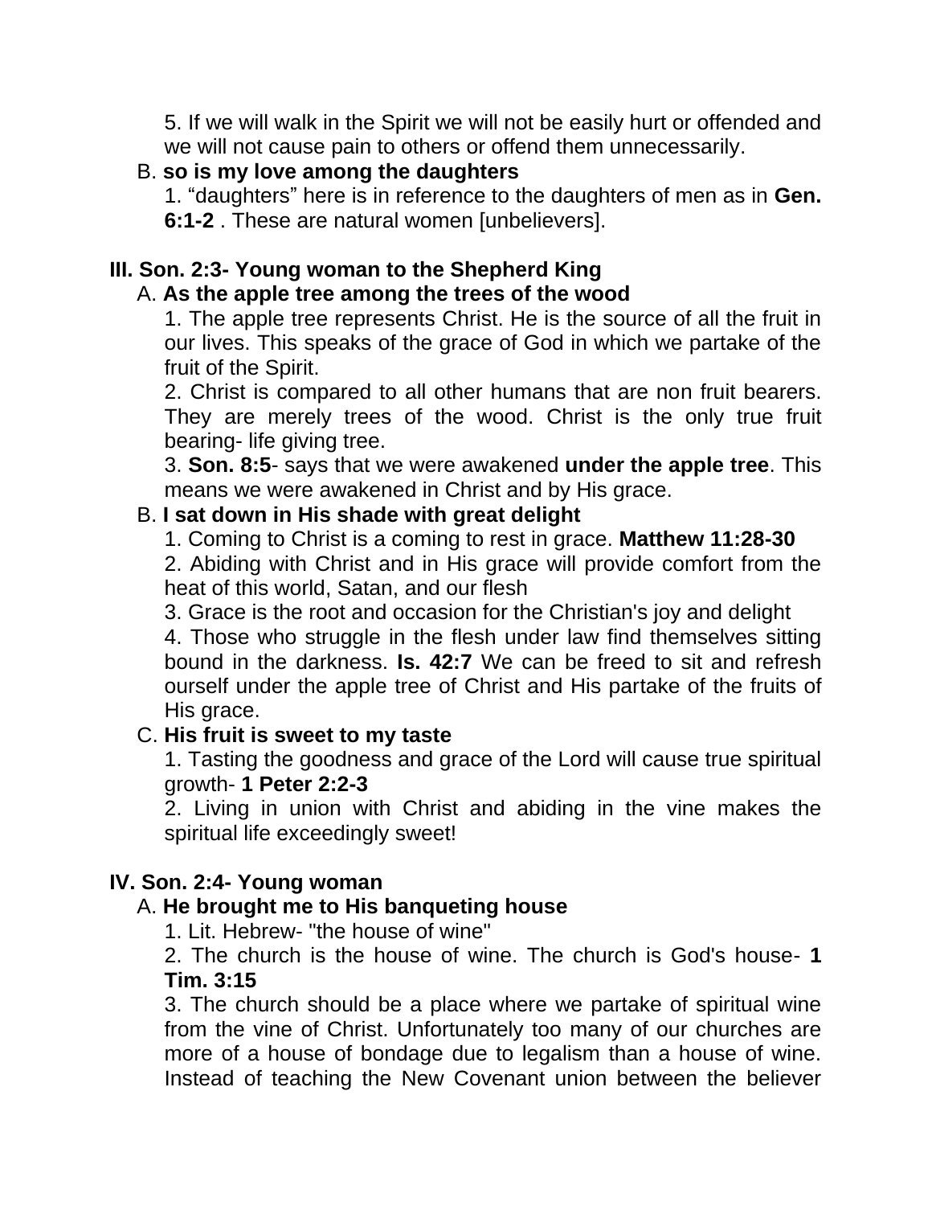5. If we will walk in the Spirit we will not be easily hurt or offended and we will not cause pain to others or offend them unnecessarily.

B. **so is my love among the daughters**

1. "daughters" here is in reference to the daughters of men as in **Gen. 6:1-2** . These are natural women [unbelievers].

## III. Son. 2:3- Young woman to the Shepherd King

A. **As the apple tree among the trees of the wood**

1. The apple tree represents Christ. He is the source of all the fruit in our lives. This speaks of the grace of God in which we partake of the fruit of the Spirit.

2. Christ is compared to all other humans that are non fruit bearers. They are merely trees of the wood. Christ is the only true fruit bearing- life giving tree.

3. **Son. 8:5**- says that we were awakened **under the apple tree**. This means we were awakened in Christ and by His grace.

B. **I sat down in His shade with great delight**

1. Coming to Christ is a coming to rest in grace. **Matthew 11:28-30**

2. Abiding with Christ and in His grace will provide comfort from the heat of this world, Satan, and our flesh

3. Grace is the root and occasion for the Christian's joy and delight

4. Those who struggle in the flesh under law find themselves sitting bound in the darkness. **Is. 42:7** We can be freed to sit and refresh ourself under the apple tree of Christ and His partake of the fruits of His grace.

C. **His fruit is sweet to my taste**

1. Tasting the goodness and grace of the Lord will cause true spiritual growth- **1 Peter 2:2-3**

2. Living in union with Christ and abiding in the vine makes the spiritual life exceedingly sweet!

## IV. Son. 2:4- Young woman

A. **He brought me to His banqueting house**

1. Lit. Hebrew- "the house of wine"

2. The church is the house of wine. The church is God's house- **1 Tim. 3:15**

3. The church should be a place where we partake of spiritual wine from the vine of Christ. Unfortunately too many of our churches are more of a house of bondage due to legalism than a house of wine. Instead of teaching the New Covenant union between the believer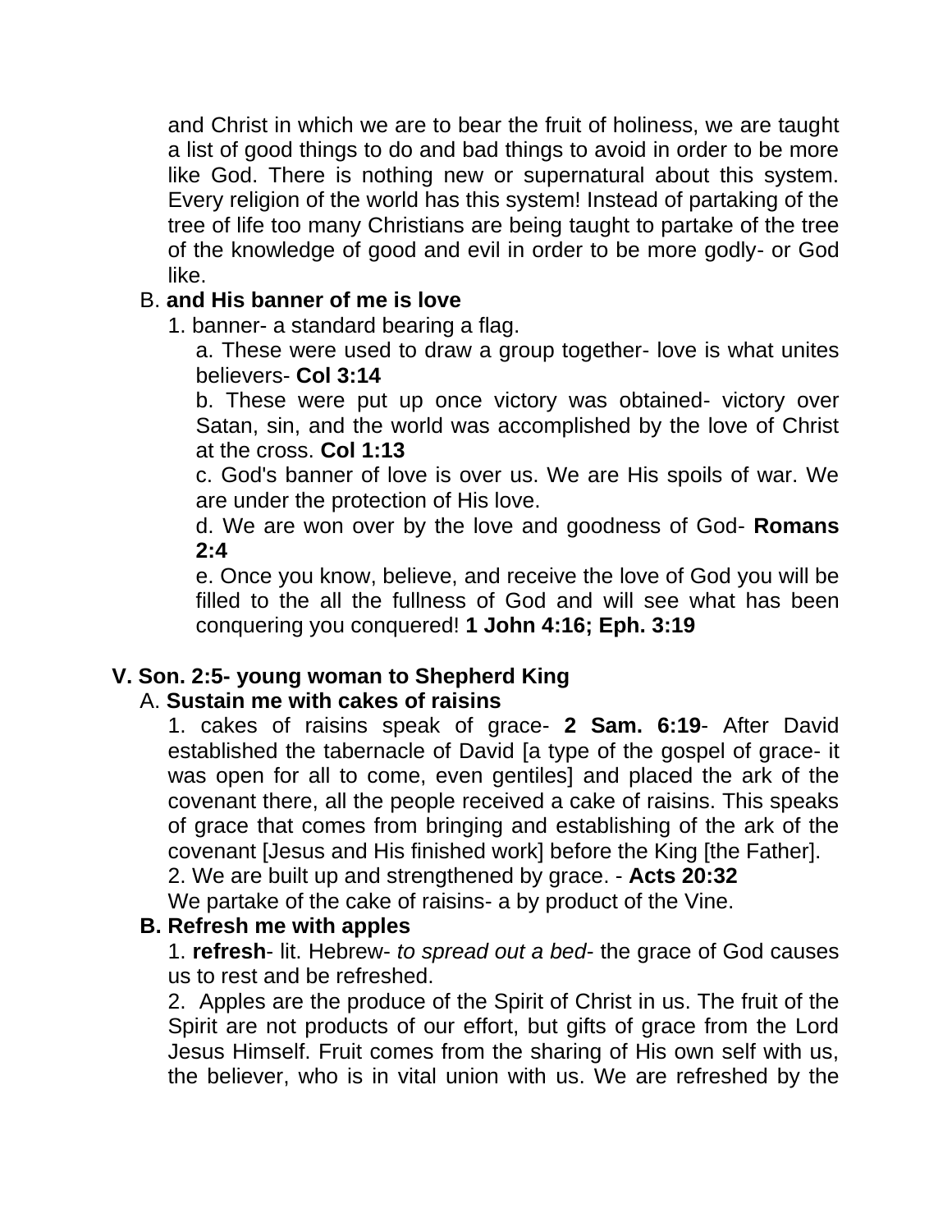and Christ in which we are to bear the fruit of holiness, we are taught a list of good things to do and bad things to avoid in order to be more like God. There is nothing new or supernatural about this system. Every religion of the world has this system! Instead of partaking of the tree of life too many Christians are being taught to partake of the tree of the knowledge of good and evil in order to be more godly- or God like.

B. **and His banner of me is love**

1. banner- a standard bearing a flag.

a. These were used to draw a group together- love is what unites believers- **Col 3:14**

b. These were put up once victory was obtained- victory over Satan, sin, and the world was accomplished by the love of Christ at the cross. **Col 1:13**

c. God's banner of love is over us. We are His spoils of war. We are under the protection of His love.

d. We are won over by the love and goodness of God- **Romans 2:4**

e. Once you know, believe, and receive the love of God you will be filled to the all the fullness of God and will see what has been conquering you conquered! **1 John 4:16; Eph. 3:19**

## V. Son. 2:5- young woman to Shepherd King

A. **Sustain me with cakes of raisins**

1. cakes of raisins speak of grace- **2 Sam. 6:19**- After David established the tabernacle of David [a type of the gospel of grace- it was open for all to come, even gentiles] and placed the ark of the covenant there, all the people received a cake of raisins. This speaks of grace that comes from bringing and establishing of the ark of the covenant [Jesus and His finished work] before the King [the Father].

2. We are built up and strengthened by grace. - **Acts 20:32**
We partake of the cake of raisins- a by product of the Vine.

**B. Refresh me with apples**

1. **refresh**- lit. Hebrew- *to spread out a bed*- the grace of God causes us to rest and be refreshed.

2. Apples are the produce of the Spirit of Christ in us. The fruit of the Spirit are not products of our effort, but gifts of grace from the Lord Jesus Himself. Fruit comes from the sharing of His own self with us, the believer, who is in vital union with us. We are refreshed by the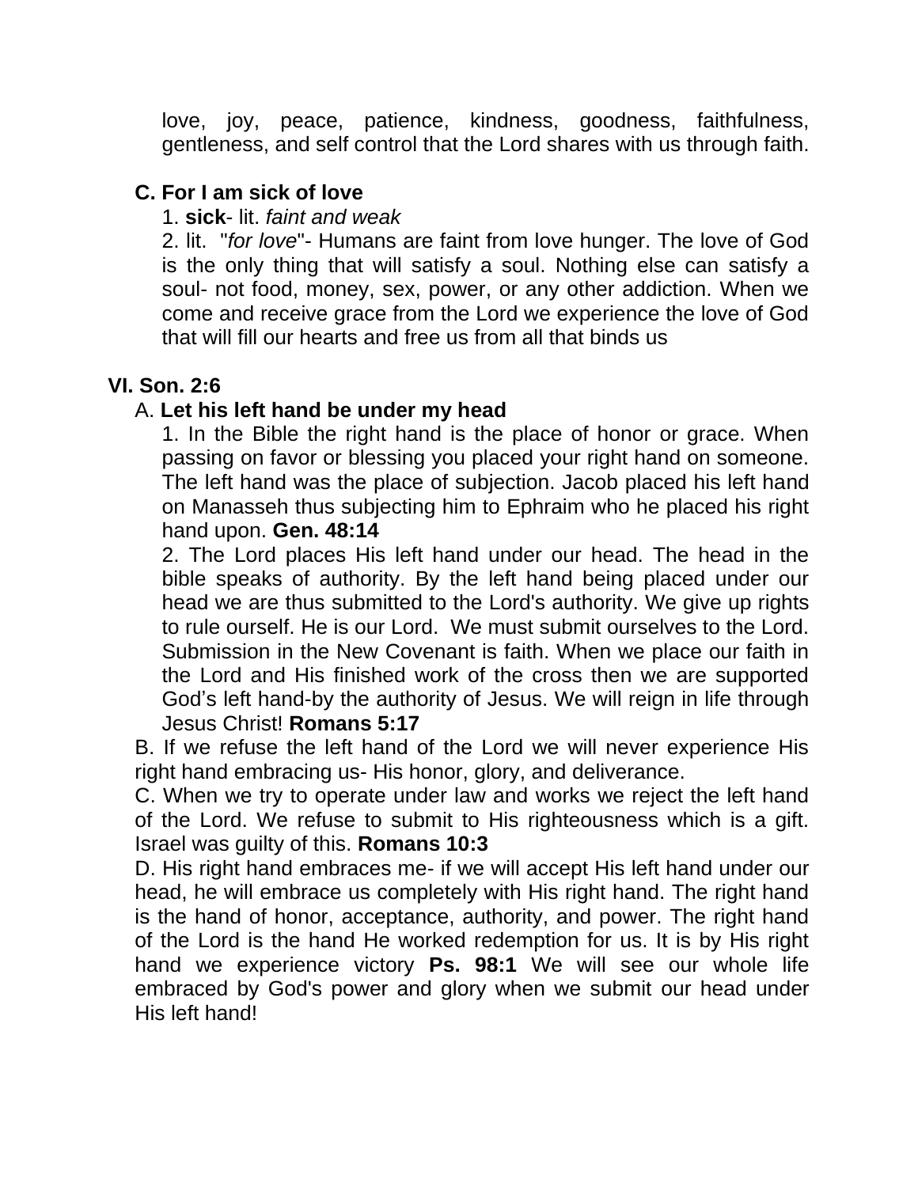love, joy, peace, patience, kindness, goodness, faithfulness, gentleness, and self control that the Lord shares with us through faith.

### C. For I am sick of love

1. **sick**- lit. *faint and weak*
2. lit. "*for love*"- Humans are faint from love hunger. The love of God is the only thing that will satisfy a soul. Nothing else can satisfy a soul- not food, money, sex, power, or any other addiction. When we come and receive grace from the Lord we experience the love of God that will fill our hearts and free us from all that binds us

## VI. Son. 2:6

A. **Let his left hand be under my head**

1. In the Bible the right hand is the place of honor or grace. When passing on favor or blessing you placed your right hand on someone. The left hand was the place of subjection. Jacob placed his left hand on Manasseh thus subjecting him to Ephraim who he placed his right hand upon. **Gen. 48:14**
2. The Lord places His left hand under our head. The head in the bible speaks of authority. By the left hand being placed under our head we are thus submitted to the Lord's authority. We give up rights to rule ourself. He is our Lord. We must submit ourselves to the Lord. Submission in the New Covenant is faith. When we place our faith in the Lord and His finished work of the cross then we are supported God's left hand-by the authority of Jesus. We will reign in life through Jesus Christ! **Romans 5:17**

B. If we refuse the left hand of the Lord we will never experience His right hand embracing us- His honor, glory, and deliverance.

C. When we try to operate under law and works we reject the left hand of the Lord. We refuse to submit to His righteousness which is a gift. Israel was guilty of this. **Romans 10:3**

D. His right hand embraces me- if we will accept His left hand under our head, he will embrace us completely with His right hand. The right hand is the hand of honor, acceptance, authority, and power. The right hand of the Lord is the hand He worked redemption for us. It is by His right hand we experience victory **Ps. 98:1** We will see our whole life embraced by God's power and glory when we submit our head under His left hand!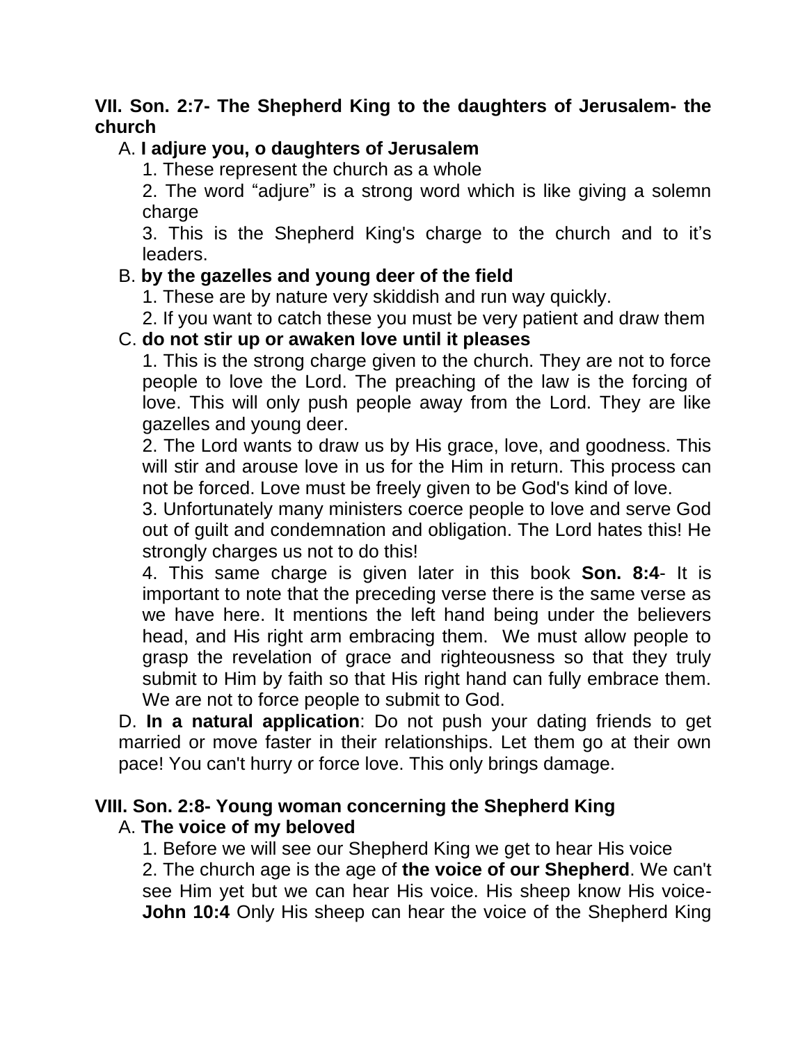**VII. Son. 2:7- The Shepherd King to the daughters of Jerusalem- the church**

A. **I adjure you, o daughters of Jerusalem**

1. These represent the church as a whole
2. The word "adjure" is a strong word which is like giving a solemn charge
3. This is the Shepherd King's charge to the church and to it's leaders.

B. **by the gazelles and young deer of the field**

1. These are by nature very skiddish and run way quickly.
2. If you want to catch these you must be very patient and draw them

C. **do not stir up or awaken love until it pleases**

1. This is the strong charge given to the church. They are not to force people to love the Lord. The preaching of the law is the forcing of love. This will only push people away from the Lord. They are like gazelles and young deer.
2. The Lord wants to draw us by His grace, love, and goodness. This will stir and arouse love in us for the Him in return. This process can not be forced. Love must be freely given to be God's kind of love.
3. Unfortunately many ministers coerce people to love and serve God out of guilt and condemnation and obligation. The Lord hates this! He strongly charges us not to do this!
4. This same charge is given later in this book **Son. 8:4**- It is important to note that the preceding verse there is the same verse as we have here. It mentions the left hand being under the believers head, and His right arm embracing them. We must allow people to grasp the revelation of grace and righteousness so that they truly submit to Him by faith so that His right hand can fully embrace them. We are not to force people to submit to God.

D. **In a natural application**: Do not push your dating friends to get married or move faster in their relationships. Let them go at their own pace! You can't hurry or force love. This only brings damage.

**VIII. Son. 2:8- Young woman concerning the Shepherd King**

A. **The voice of my beloved**

1. Before we will see our Shepherd King we get to hear His voice
2. The church age is the age of **the voice of our Shepherd**. We can't see Him yet but we can hear His voice. His sheep know His voice- **John 10:4** Only His sheep can hear the voice of the Shepherd King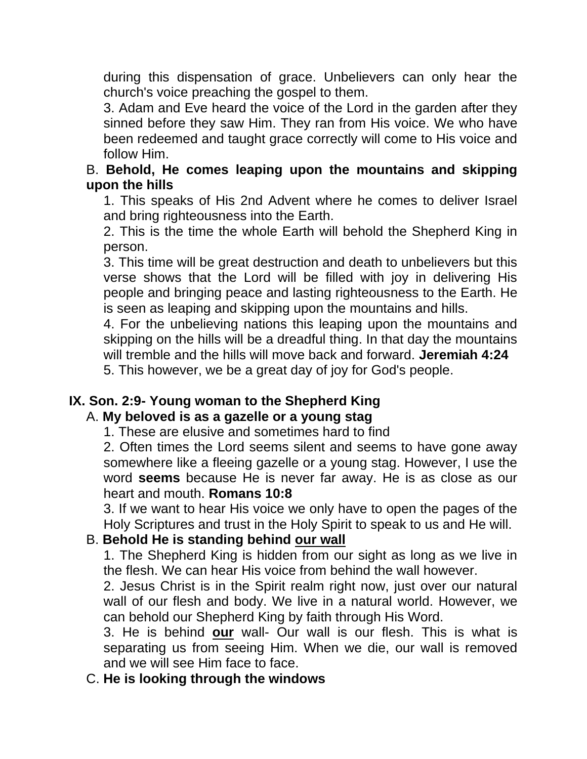during this dispensation of grace. Unbelievers can only hear the church's voice preaching the gospel to them.

3. Adam and Eve heard the voice of the Lord in the garden after they sinned before they saw Him. They ran from His voice. We who have been redeemed and taught grace correctly will come to His voice and follow Him.

B. **Behold, He comes leaping upon the mountains and skipping upon the hills**

1. This speaks of His 2nd Advent where he comes to deliver Israel and bring righteousness into the Earth.

2. This is the time the whole Earth will behold the Shepherd King in person.

3. This time will be great destruction and death to unbelievers but this verse shows that the Lord will be filled with joy in delivering His people and bringing peace and lasting righteousness to the Earth. He is seen as leaping and skipping upon the mountains and hills.

4. For the unbelieving nations this leaping upon the mountains and skipping on the hills will be a dreadful thing. In that day the mountains will tremble and the hills will move back and forward. **Jeremiah 4:24**

5. This however, we be a great day of joy for God's people.

## IX. Son. 2:9- Young woman to the Shepherd King

A. **My beloved is as a gazelle or a young stag**

1. These are elusive and sometimes hard to find

2. Often times the Lord seems silent and seems to have gone away somewhere like a fleeing gazelle or a young stag. However, I use the word **seems** because He is never far away. He is as close as our heart and mouth. **Romans 10:8**

3. If we want to hear His voice we only have to open the pages of the Holy Scriptures and trust in the Holy Spirit to speak to us and He will.

B. **Behold He is standing behind <u>our wall</u>**

1. The Shepherd King is hidden from our sight as long as we live in the flesh. We can hear His voice from behind the wall however.

2. Jesus Christ is in the Spirit realm right now, just over our natural wall of our flesh and body. We live in a natural world. However, we can behold our Shepherd King by faith through His Word.

3. He is behind **<u>our</u>** wall- Our wall is our flesh. This is what is separating us from seeing Him. When we die, our wall is removed and we will see Him face to face.

C. **He is looking through the windows**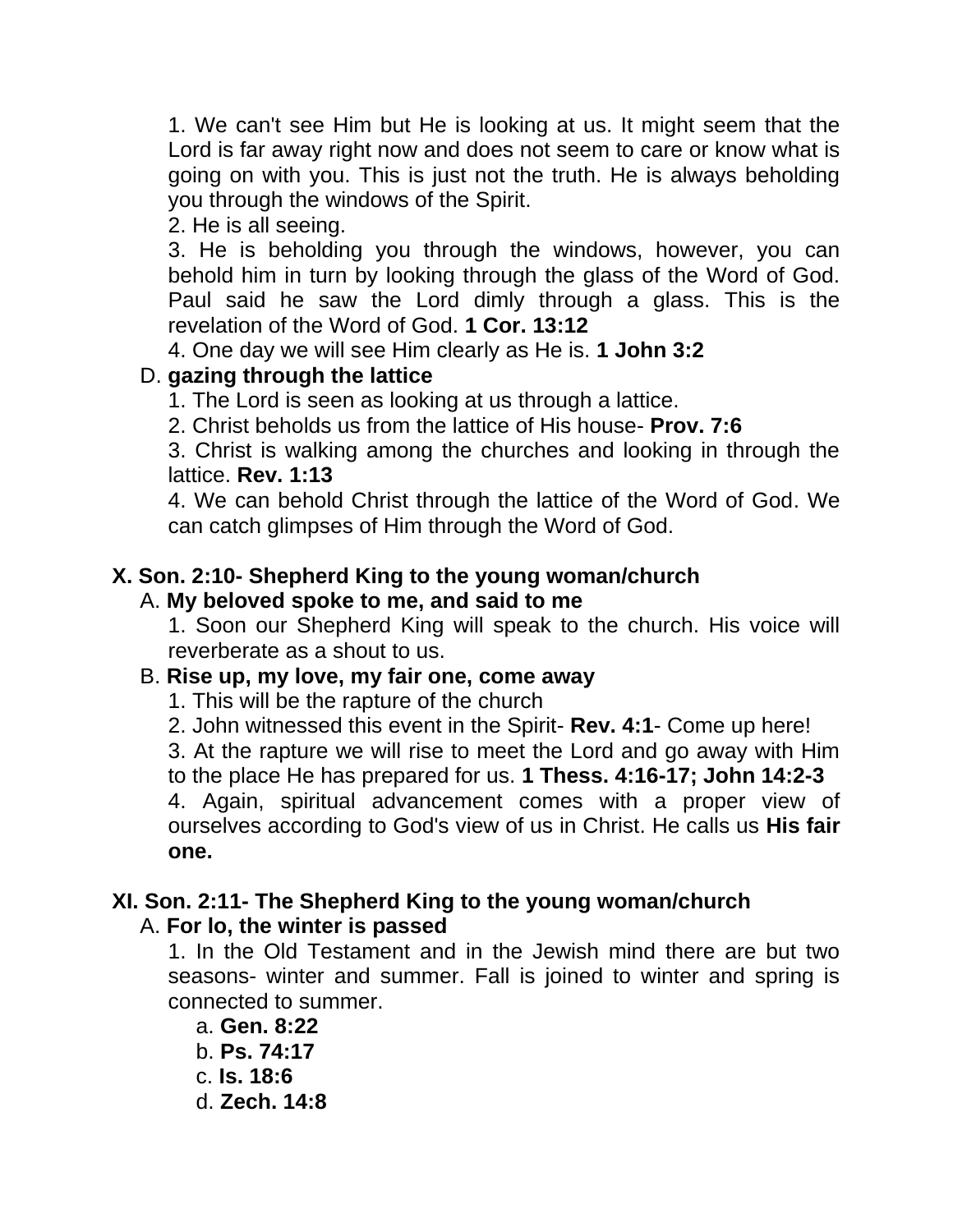1. We can't see Him but He is looking at us. It might seem that the Lord is far away right now and does not seem to care or know what is going on with you. This is just not the truth. He is always beholding you through the windows of the Spirit.

2. He is all seeing.

3. He is beholding you through the windows, however, you can behold him in turn by looking through the glass of the Word of God. Paul said he saw the Lord dimly through a glass. This is the revelation of the Word of God. **1 Cor. 13:12**

4. One day we will see Him clearly as He is. **1 John 3:2**

D. **gazing through the lattice**

1. The Lord is seen as looking at us through a lattice.

2. Christ beholds us from the lattice of His house- **Prov. 7:6**

3. Christ is walking among the churches and looking in through the lattice. **Rev. 1:13**

4. We can behold Christ through the lattice of the Word of God. We can catch glimpses of Him through the Word of God.

## X. Son. 2:10- Shepherd King to the young woman/church

A. **My beloved spoke to me, and said to me**

1. Soon our Shepherd King will speak to the church. His voice will reverberate as a shout to us.

B. **Rise up, my love, my fair one, come away**

1. This will be the rapture of the church

2. John witnessed this event in the Spirit- **Rev. 4:1**- Come up here!

3. At the rapture we will rise to meet the Lord and go away with Him to the place He has prepared for us. **1 Thess. 4:16-17; John 14:2-3**

4. Again, spiritual advancement comes with a proper view of ourselves according to God's view of us in Christ. He calls us **His fair one.**

## XI. Son. 2:11- The Shepherd King to the young woman/church

A. **For lo, the winter is passed**

1. In the Old Testament and in the Jewish mind there are but two seasons- winter and summer. Fall is joined to winter and spring is connected to summer.

a. **Gen. 8:22**
b. **Ps. 74:17**
c. **Is. 18:6**
d. **Zech. 14:8**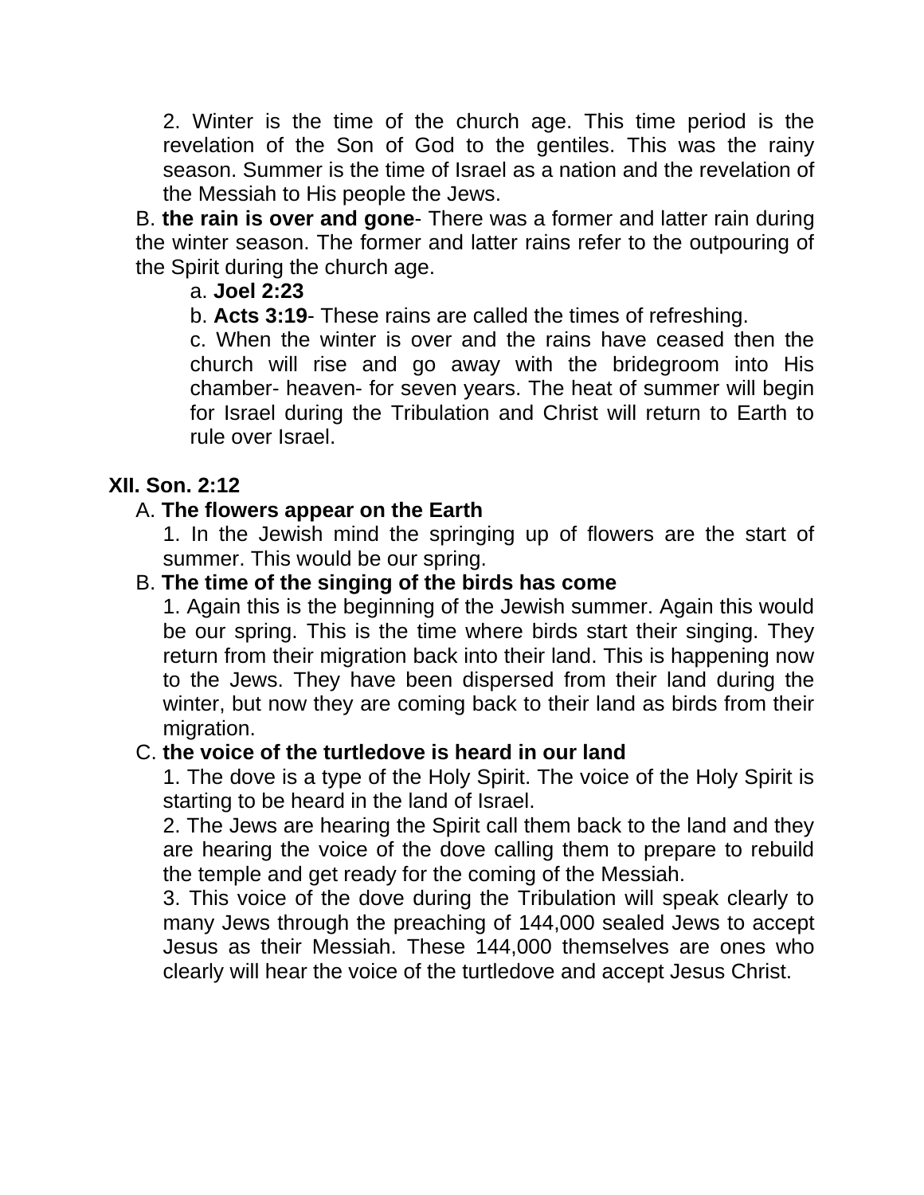2. Winter is the time of the church age. This time period is the revelation of the Son of God to the gentiles. This was the rainy season. Summer is the time of Israel as a nation and the revelation of the Messiah to His people the Jews.

B. **the rain is over and gone**- There was a former and latter rain during the winter season. The former and latter rains refer to the outpouring of the Spirit during the church age.

a. **Joel 2:23**

b. **Acts 3:19**- These rains are called the times of refreshing.

c. When the winter is over and the rains have ceased then the church will rise and go away with the bridegroom into His chamber- heaven- for seven years. The heat of summer will begin for Israel during the Tribulation and Christ will return to Earth to rule over Israel.

**XII. Son. 2:12**

A. **The flowers appear on the Earth**

1. In the Jewish mind the springing up of flowers are the start of summer. This would be our spring.

B. **The time of the singing of the birds has come**

1. Again this is the beginning of the Jewish summer. Again this would be our spring. This is the time where birds start their singing. They return from their migration back into their land. This is happening now to the Jews. They have been dispersed from their land during the winter, but now they are coming back to their land as birds from their migration.

C. **the voice of the turtledove is heard in our land**

1. The dove is a type of the Holy Spirit. The voice of the Holy Spirit is starting to be heard in the land of Israel.

2. The Jews are hearing the Spirit call them back to the land and they are hearing the voice of the dove calling them to prepare to rebuild the temple and get ready for the coming of the Messiah.

3. This voice of the dove during the Tribulation will speak clearly to many Jews through the preaching of 144,000 sealed Jews to accept Jesus as their Messiah. These 144,000 themselves are ones who clearly will hear the voice of the turtledove and accept Jesus Christ.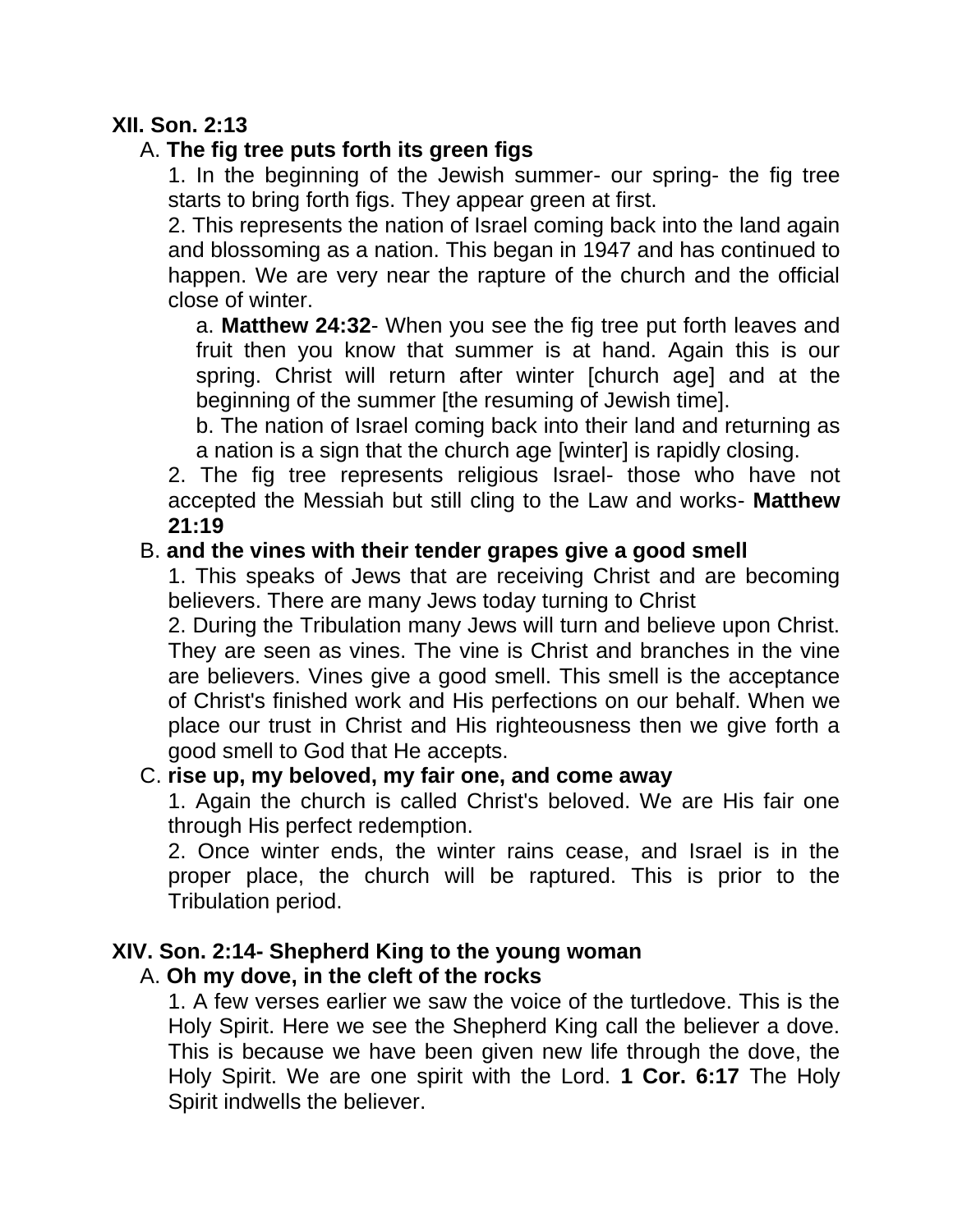**XII. Son. 2:13**

A. **The fig tree puts forth its green figs**

1. In the beginning of the Jewish summer- our spring- the fig tree starts to bring forth figs. They appear green at first.

2. This represents the nation of Israel coming back into the land again and blossoming as a nation. This began in 1947 and has continued to happen. We are very near the rapture of the church and the official close of winter.

a. **Matthew 24:32**- When you see the fig tree put forth leaves and fruit then you know that summer is at hand. Again this is our spring. Christ will return after winter [church age] and at the beginning of the summer [the resuming of Jewish time].

b. The nation of Israel coming back into their land and returning as a nation is a sign that the church age [winter] is rapidly closing.

2. The fig tree represents religious Israel- those who have not accepted the Messiah but still cling to the Law and works- **Matthew 21:19**

B. **and the vines with their tender grapes give a good smell**

1. This speaks of Jews that are receiving Christ and are becoming believers. There are many Jews today turning to Christ

2. During the Tribulation many Jews will turn and believe upon Christ. They are seen as vines. The vine is Christ and branches in the vine are believers. Vines give a good smell. This smell is the acceptance of Christ's finished work and His perfections on our behalf. When we place our trust in Christ and His righteousness then we give forth a good smell to God that He accepts.

C. **rise up, my beloved, my fair one, and come away**

1. Again the church is called Christ's beloved. We are His fair one through His perfect redemption.

2. Once winter ends, the winter rains cease, and Israel is in the proper place, the church will be raptured. This is prior to the Tribulation period.

**XIV. Son. 2:14- Shepherd King to the young woman**

A. **Oh my dove, in the cleft of the rocks**

1. A few verses earlier we saw the voice of the turtledove. This is the Holy Spirit. Here we see the Shepherd King call the believer a dove. This is because we have been given new life through the dove, the Holy Spirit. We are one spirit with the Lord. **1 Cor. 6:17** The Holy Spirit indwells the believer.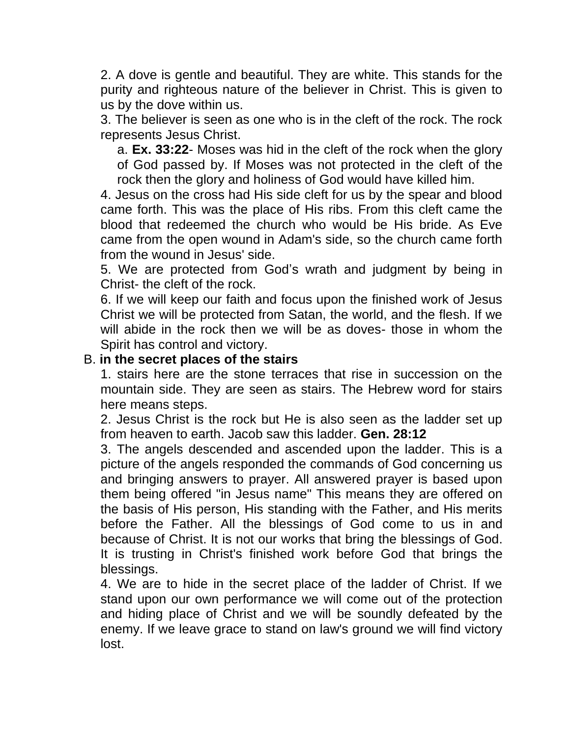2. A dove is gentle and beautiful. They are white. This stands for the purity and righteous nature of the believer in Christ. This is given to us by the dove within us.

3. The believer is seen as one who is in the cleft of the rock. The rock represents Jesus Christ.

   a. **Ex. 33:22**- Moses was hid in the cleft of the rock when the glory of God passed by. If Moses was not protected in the cleft of the rock then the glory and holiness of God would have killed him.

4. Jesus on the cross had His side cleft for us by the spear and blood came forth. This was the place of His ribs. From this cleft came the blood that redeemed the church who would be His bride. As Eve came from the open wound in Adam's side, so the church came forth from the wound in Jesus' side.

5. We are protected from God’s wrath and judgment by being in Christ- the cleft of the rock.

6. If we will keep our faith and focus upon the finished work of Jesus Christ we will be protected from Satan, the world, and the flesh. If we will abide in the rock then we will be as doves- those in whom the Spirit has control and victory.

B. **in the secret places of the stairs**

1. stairs here are the stone terraces that rise in succession on the mountain side. They are seen as stairs. The Hebrew word for stairs here means steps.

2. Jesus Christ is the rock but He is also seen as the ladder set up from heaven to earth. Jacob saw this ladder. **Gen. 28:12**

3. The angels descended and ascended upon the ladder. This is a picture of the angels responded the commands of God concerning us and bringing answers to prayer. All answered prayer is based upon them being offered "in Jesus name" This means they are offered on the basis of His person, His standing with the Father, and His merits before the Father. All the blessings of God come to us in and because of Christ. It is not our works that bring the blessings of God. It is trusting in Christ's finished work before God that brings the blessings.

4. We are to hide in the secret place of the ladder of Christ. If we stand upon our own performance we will come out of the protection and hiding place of Christ and we will be soundly defeated by the enemy. If we leave grace to stand on law's ground we will find victory lost.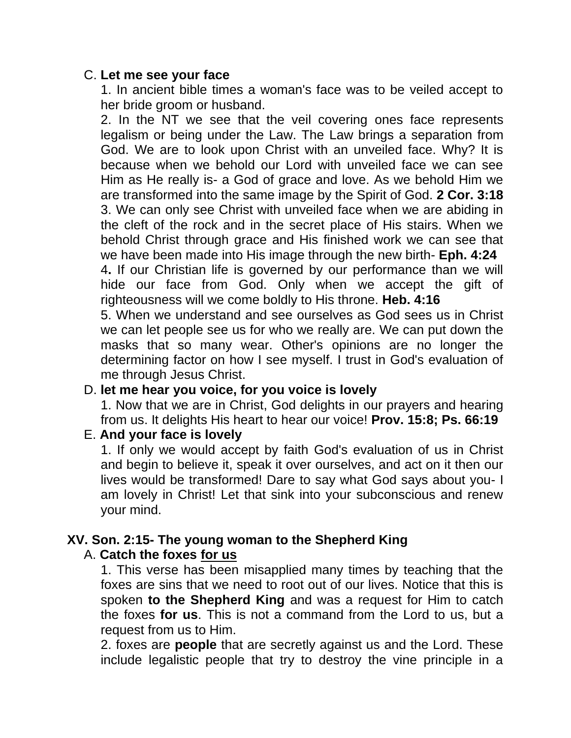C. **Let me see your face**

1. In ancient bible times a woman's face was to be veiled accept to her bride groom or husband.
2. In the NT we see that the veil covering ones face represents legalism or being under the Law. The Law brings a separation from God. We are to look upon Christ with an unveiled face. Why? It is because when we behold our Lord with unveiled face we can see Him as He really is- a God of grace and love. As we behold Him we are transformed into the same image by the Spirit of God. **2 Cor. 3:18**
3. We can only see Christ with unveiled face when we are abiding in the cleft of the rock and in the secret place of His stairs. When we behold Christ through grace and His finished work we can see that we have been made into His image through the new birth- **Eph. 4:24**
4**.** If our Christian life is governed by our performance than we will hide our face from God. Only when we accept the gift of righteousness will we come boldly to His throne. **Heb. 4:16**
5. When we understand and see ourselves as God sees us in Christ we can let people see us for who we really are. We can put down the masks that so many wear. Other's opinions are no longer the determining factor on how I see myself. I trust in God's evaluation of me through Jesus Christ.

D. **let me hear you voice, for you voice is lovely**

1. Now that we are in Christ, God delights in our prayers and hearing from us. It delights His heart to hear our voice! **Prov. 15:8; Ps. 66:19**

E. **And your face is lovely**

1. If only we would accept by faith God's evaluation of us in Christ and begin to believe it, speak it over ourselves, and act on it then our lives would be transformed! Dare to say what God says about you- I am lovely in Christ! Let that sink into your subconscious and renew your mind.

**XV. Son. 2:15- The young woman to the Shepherd King**

A. **Catch the foxes <u>for us</u>**

1. This verse has been misapplied many times by teaching that the foxes are sins that we need to root out of our lives. Notice that this is spoken **to the Shepherd King** and was a request for Him to catch the foxes **for us**. This is not a command from the Lord to us, but a request from us to Him.
2. foxes are **people** that are secretly against us and the Lord. These include legalistic people that try to destroy the vine principle in a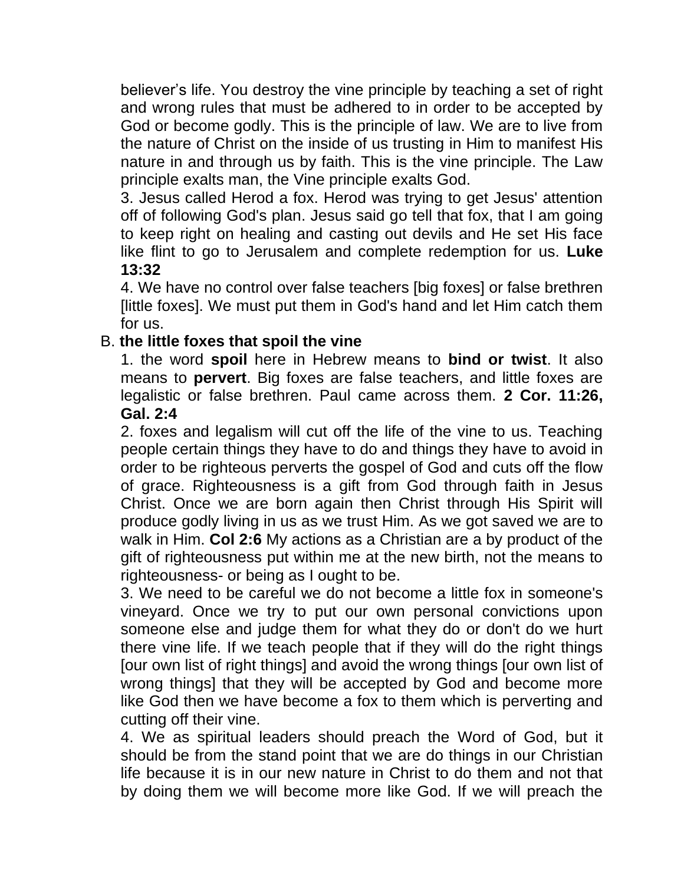believer's life. You destroy the vine principle by teaching a set of right and wrong rules that must be adhered to in order to be accepted by God or become godly. This is the principle of law. We are to live from the nature of Christ on the inside of us trusting in Him to manifest His nature in and through us by faith. This is the vine principle. The Law principle exalts man, the Vine principle exalts God.

3. Jesus called Herod a fox. Herod was trying to get Jesus' attention off of following God's plan. Jesus said go tell that fox, that I am going to keep right on healing and casting out devils and He set His face like flint to go to Jerusalem and complete redemption for us. **Luke 13:32**

4. We have no control over false teachers [big foxes] or false brethren [little foxes]. We must put them in God's hand and let Him catch them for us.

B. **the little foxes that spoil the vine**

1. the word **spoil** here in Hebrew means to **bind or twist**. It also means to **pervert**. Big foxes are false teachers, and little foxes are legalistic or false brethren. Paul came across them. **2 Cor. 11:26, Gal. 2:4**

2. foxes and legalism will cut off the life of the vine to us. Teaching people certain things they have to do and things they have to avoid in order to be righteous perverts the gospel of God and cuts off the flow of grace. Righteousness is a gift from God through faith in Jesus Christ. Once we are born again then Christ through His Spirit will produce godly living in us as we trust Him. As we got saved we are to walk in Him. **Col 2:6** My actions as a Christian are a by product of the gift of righteousness put within me at the new birth, not the means to righteousness- or being as I ought to be.

3. We need to be careful we do not become a little fox in someone's vineyard. Once we try to put our own personal convictions upon someone else and judge them for what they do or don't do we hurt there vine life. If we teach people that if they will do the right things [our own list of right things] and avoid the wrong things [our own list of wrong things] that they will be accepted by God and become more like God then we have become a fox to them which is perverting and cutting off their vine.

4. We as spiritual leaders should preach the Word of God, but it should be from the stand point that we are do things in our Christian life because it is in our new nature in Christ to do them and not that by doing them we will become more like God. If we will preach the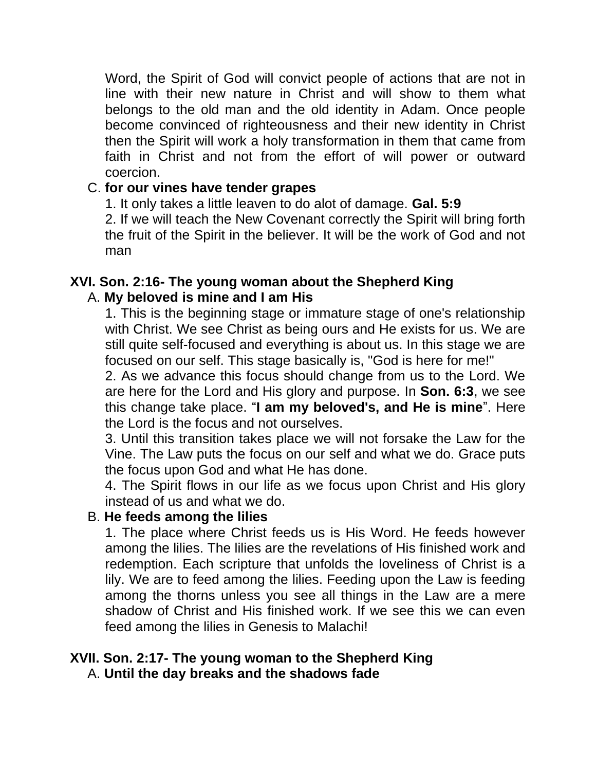Word, the Spirit of God will convict people of actions that are not in line with their new nature in Christ and will show to them what belongs to the old man and the old identity in Adam. Once people become convinced of righteousness and their new identity in Christ then the Spirit will work a holy transformation in them that came from faith in Christ and not from the effort of will power or outward coercion.

C. **for our vines have tender grapes**

1. It only takes a little leaven to do alot of damage. **Gal. 5:9**
2. If we will teach the New Covenant correctly the Spirit will bring forth the fruit of the Spirit in the believer. It will be the work of God and not man

## XVI. Son. 2:16- The young woman about the Shepherd King

A. **My beloved is mine and I am His**

1. This is the beginning stage or immature stage of one's relationship with Christ. We see Christ as being ours and He exists for us. We are still quite self-focused and everything is about us. In this stage we are focused on our self. This stage basically is, "God is here for me!"
2. As we advance this focus should change from us to the Lord. We are here for the Lord and His glory and purpose. In **Son. 6:3**, we see this change take place. "**I am my beloved's, and He is mine**". Here the Lord is the focus and not ourselves.
3. Until this transition takes place we will not forsake the Law for the Vine. The Law puts the focus on our self and what we do. Grace puts the focus upon God and what He has done.
4. The Spirit flows in our life as we focus upon Christ and His glory instead of us and what we do.

B. **He feeds among the lilies**

1. The place where Christ feeds us is His Word. He feeds however among the lilies. The lilies are the revelations of His finished work and redemption. Each scripture that unfolds the loveliness of Christ is a lily. We are to feed among the lilies. Feeding upon the Law is feeding among the thorns unless you see all things in the Law are a mere shadow of Christ and His finished work. If we see this we can even feed among the lilies in Genesis to Malachi!

## XVII. Son. 2:17- The young woman to the Shepherd King

A. **Until the day breaks and the shadows fade**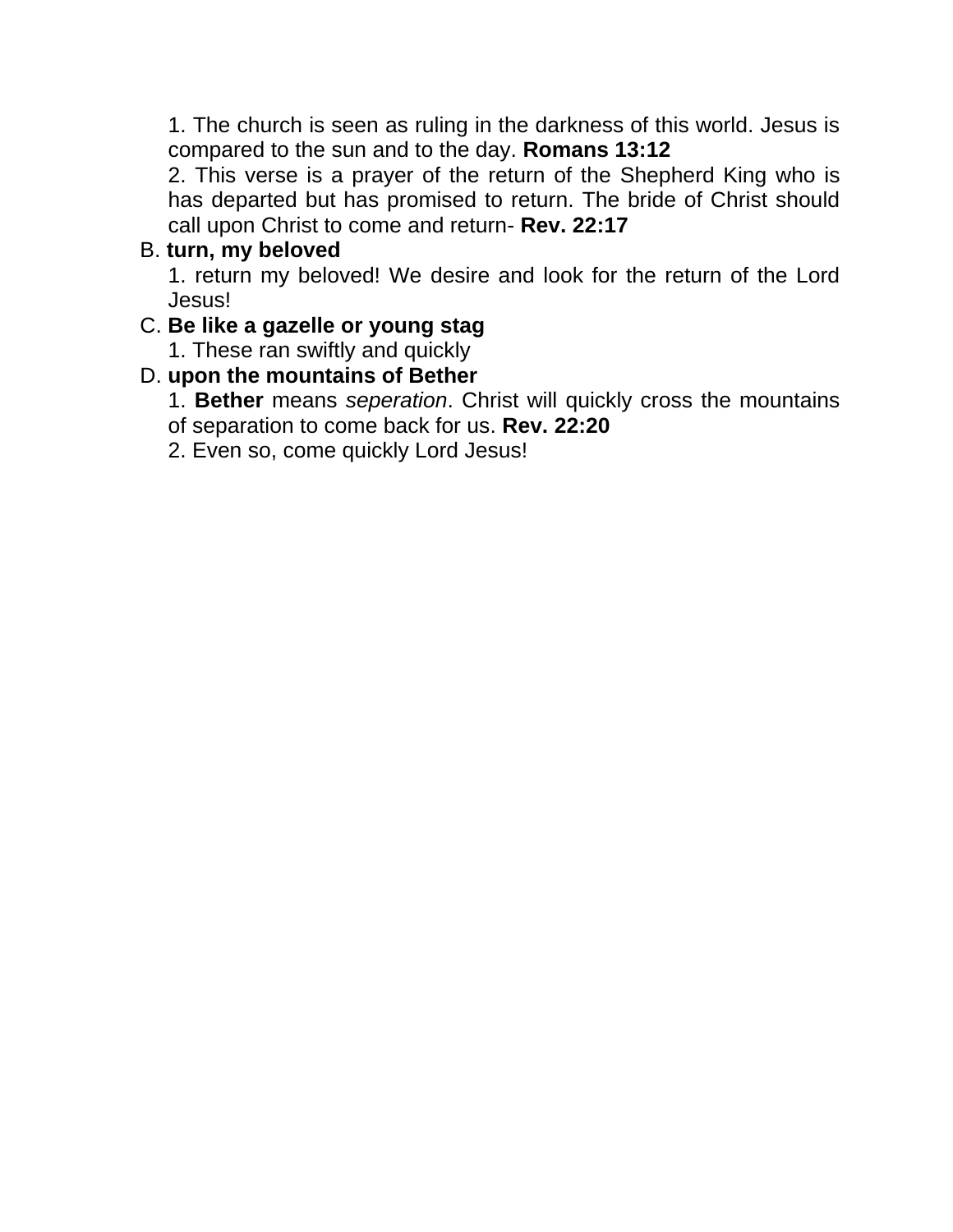1. The church is seen as ruling in the darkness of this world. Jesus is compared to the sun and to the day. **Romans 13:12**

2. This verse is a prayer of the return of the Shepherd King who is has departed but has promised to return. The bride of Christ should call upon Christ to come and return- **Rev. 22:17**

B. **turn, my beloved**

1. return my beloved! We desire and look for the return of the Lord Jesus!

C. **Be like a gazelle or young stag**

1. These ran swiftly and quickly

D. **upon the mountains of Bether**

1. **Bether** means *seperation*. Christ will quickly cross the mountains of separation to come back for us. **Rev. 22:20**

2. Even so, come quickly Lord Jesus!